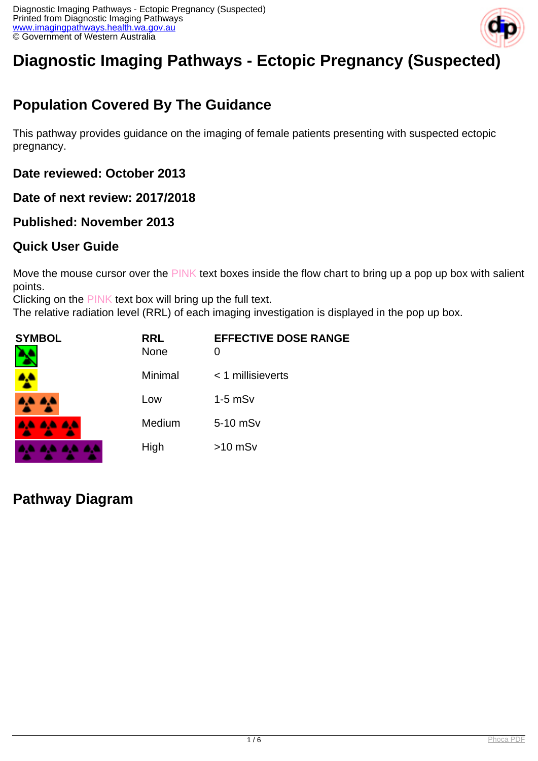# Diagnostic Imaging Pathways - Ectopic Pregnancy (Suspected)

## Population Covered By The Guidance

This pathway provides guidance on the imaging of female patients presenting with suspected ectopic pregnancy.

### Date reviewed: October 2013

### Date of next review: 2017/2018

### Published: November 2013

### Quick User Guide

Move the mouse cursor over the PINK text boxes inside the flow chart to bring up a pop up box with salient points.
Clicking on the PINK text box will bring up the full text.
The relative radiation level (RRL) of each imaging investigation is displayed in the pop up box.

| SYMBOL | RRL | EFFECTIVE DOSE RANGE |
|---|---|---|
| | None | 0 |
| | Minimal | < 1 millisieverts |
| | Low | 1-5 mSv |
| | Medium | 5-10 mSv |
| | High | >10 mSv |

## Pathway Diagram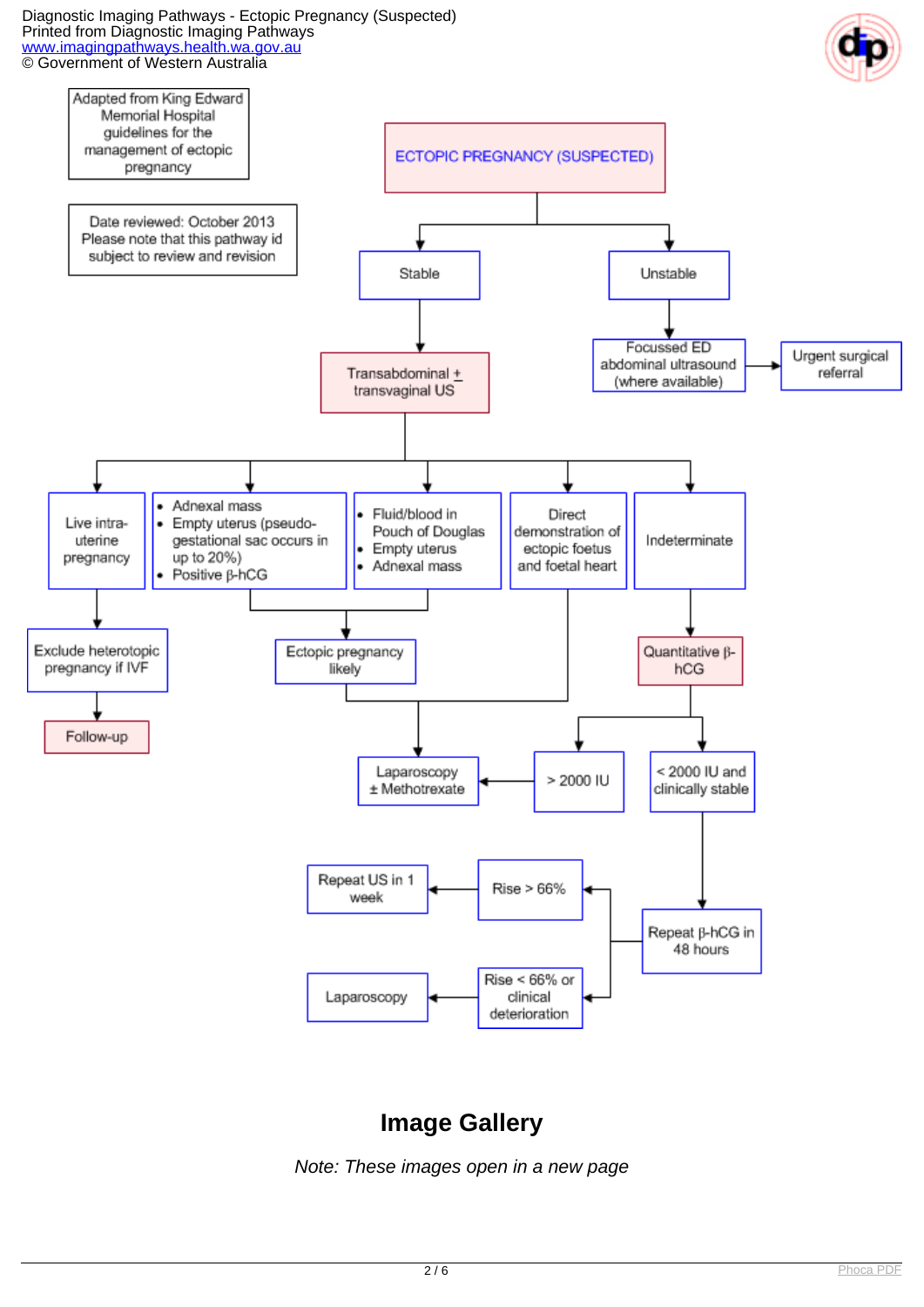Adapted from King Edward Memorial Hospital guidelines for the management of ectopic pregnancy

Date reviewed: October 2013
Please note that this pathway id subject to review and revision

**ECTOPIC PREGNANCY (SUSPECTED)**

- **Stable**
  - Transabdominal ± transvaginal US
    - Live intra-uterine pregnancy → Exclude heterotopic pregnancy if IVF → Follow-up
    - • Adnexal mass • Empty uterus (pseudo-gestational sac occurs in up to 20%) • Positive β-hCG → Ectopic pregnancy likely → Laparoscopy ± Methotrexate
    - • Fluid/blood in Pouch of Douglas • Empty uterus • Adnexal mass → Ectopic pregnancy likely → Laparoscopy ± Methotrexate
    - Direct demonstration of ectopic foetus and foetal heart → Laparoscopy ± Methotrexate
    - Indeterminate → Quantitative β-hCG
      - > 2000 IU → Laparoscopy ± Methotrexate
      - < 2000 IU and clinically stable → Repeat β-hCG in 48 hours
        - Rise > 66% → Repeat US in 1 week
        - Rise < 66% or clinical deterioration → Laparoscopy
- **Unstable**
  - Focussed ED abdominal ultrasound (where available) → Urgent surgical referral

## Image Gallery

*Note: These images open in a new page*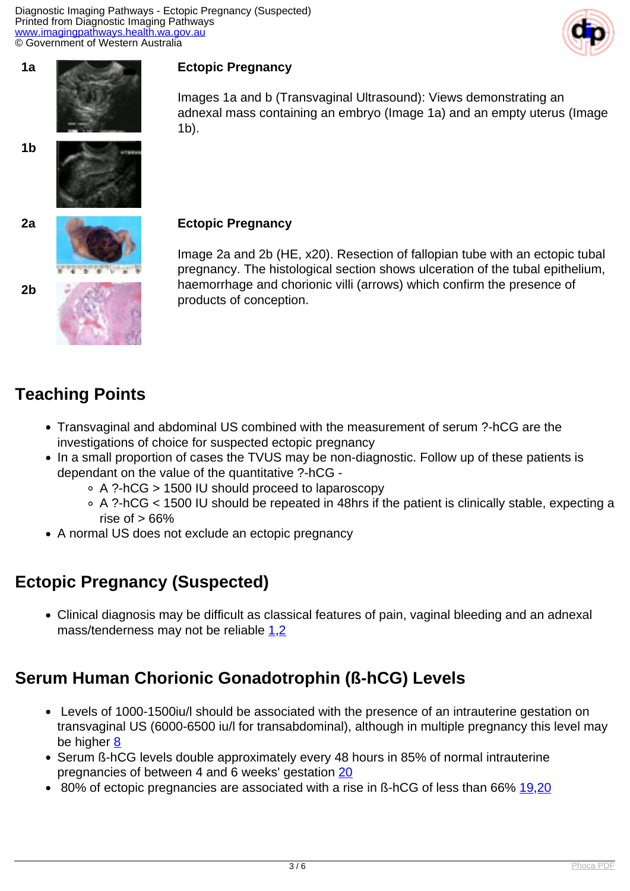1a

1b

**Ectopic Pregnancy**

Images 1a and b (Transvaginal Ultrasound): Views demonstrating an adnexal mass containing an embryo (Image 1a) and an empty uterus (Image 1b).

2a

2b

**Ectopic Pregnancy**

Image 2a and 2b (HE, x20). Resection of fallopian tube with an ectopic tubal pregnancy. The histological section shows ulceration of the tubal epithelium, haemorrhage and chorionic villi (arrows) which confirm the presence of products of conception.

## Teaching Points

- Transvaginal and abdominal US combined with the measurement of serum ?-hCG are the investigations of choice for suspected ectopic pregnancy
- In a small proportion of cases the TVUS may be non-diagnostic. Follow up of these patients is dependant on the value of the quantitative ?-hCG -
  - A ?-hCG > 1500 IU should proceed to laparoscopy
  - A ?-hCG < 1500 IU should be repeated in 48hrs if the patient is clinically stable, expecting a rise of > 66%
- A normal US does not exclude an ectopic pregnancy

## Ectopic Pregnancy (Suspected)

- Clinical diagnosis may be difficult as classical features of pain, vaginal bleeding and an adnexal mass/tenderness may not be reliable [1,2]

## Serum Human Chorionic Gonadotrophin (ß-hCG) Levels

- Levels of 1000-1500iu/l should be associated with the presence of an intrauterine gestation on transvaginal US (6000-6500 iu/l for transabdominal), although in multiple pregnancy this level may be higher [8]
- Serum ß-hCG levels double approximately every 48 hours in 85% of normal intrauterine pregnancies of between 4 and 6 weeks' gestation [20]
- 80% of ectopic pregnancies are associated with a rise in ß-hCG of less than 66% [19,20]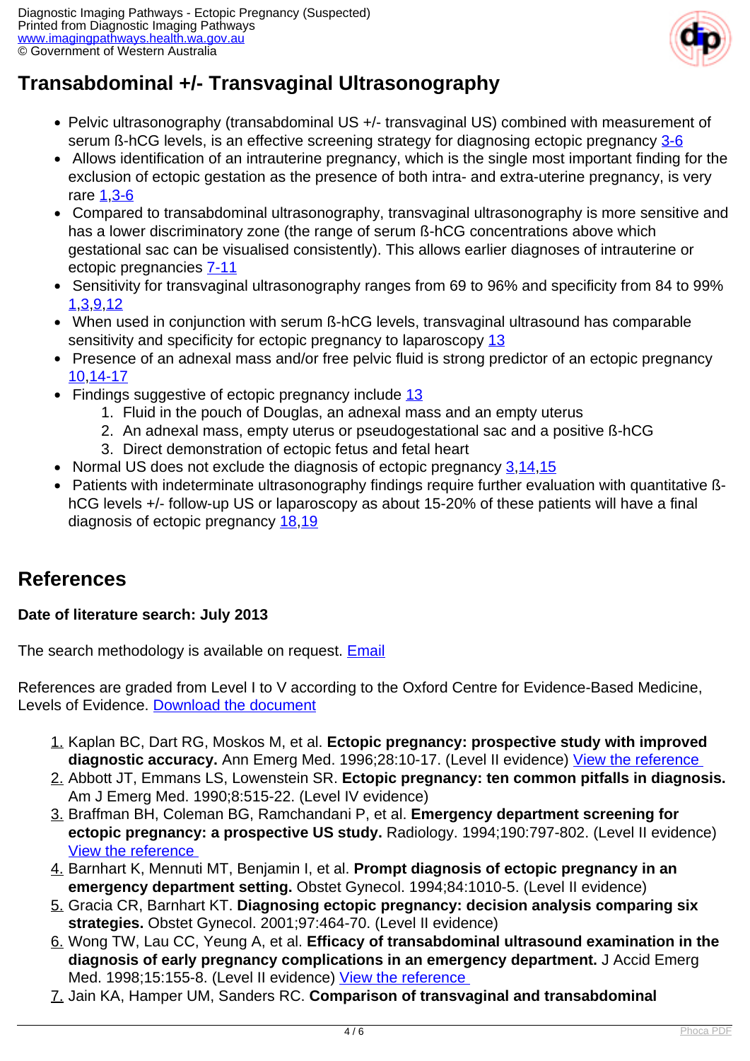## Transabdominal +/- Transvaginal Ultrasonography

- Pelvic ultrasonography (transabdominal US +/- transvaginal US) combined with measurement of serum ß-hCG levels, is an effective screening strategy for diagnosing ectopic pregnancy [3-6]
- Allows identification of an intrauterine pregnancy, which is the single most important finding for the exclusion of ectopic gestation as the presence of both intra- and extra-uterine pregnancy, is very rare [1,3-6]
- Compared to transabdominal ultrasonography, transvaginal ultrasonography is more sensitive and has a lower discriminatory zone (the range of serum ß-hCG concentrations above which gestational sac can be visualised consistently). This allows earlier diagnoses of intrauterine or ectopic pregnancies [7-11]
- Sensitivity for transvaginal ultrasonography ranges from 69 to 96% and specificity from 84 to 99% [1,3,9,12]
- When used in conjunction with serum ß-hCG levels, transvaginal ultrasound has comparable sensitivity and specificity for ectopic pregnancy to laparoscopy [13]
- Presence of an adnexal mass and/or free pelvic fluid is strong predictor of an ectopic pregnancy [10,14-17]
- Findings suggestive of ectopic pregnancy include [13]
  1. Fluid in the pouch of Douglas, an adnexal mass and an empty uterus
  2. An adnexal mass, empty uterus or pseudogestational sac and a positive ß-hCG
  3. Direct demonstration of ectopic fetus and fetal heart
- Normal US does not exclude the diagnosis of ectopic pregnancy [3,14,15]
- Patients with indeterminate ultrasonography findings require further evaluation with quantitative ß-hCG levels +/- follow-up US or laparoscopy as about 15-20% of these patients will have a final diagnosis of ectopic pregnancy [18,19]

## References

**Date of literature search: July 2013**

The search methodology is available on request. Email

References are graded from Level I to V according to the Oxford Centre for Evidence-Based Medicine, Levels of Evidence. Download the document

1. Kaplan BC, Dart RG, Moskos M, et al. **Ectopic pregnancy: prospective study with improved diagnostic accuracy.** Ann Emerg Med. 1996;28:10-17. (Level II evidence) View the reference
2. Abbott JT, Emmans LS, Lowenstein SR. **Ectopic pregnancy: ten common pitfalls in diagnosis.** Am J Emerg Med. 1990;8:515-22. (Level IV evidence)
3. Braffman BH, Coleman BG, Ramchandani P, et al. **Emergency department screening for ectopic pregnancy: a prospective US study.** Radiology. 1994;190:797-802. (Level II evidence) View the reference
4. Barnhart K, Mennuti MT, Benjamin I, et al. **Prompt diagnosis of ectopic pregnancy in an emergency department setting.** Obstet Gynecol. 1994;84:1010-5. (Level II evidence)
5. Gracia CR, Barnhart KT. **Diagnosing ectopic pregnancy: decision analysis comparing six strategies.** Obstet Gynecol. 2001;97:464-70. (Level II evidence)
6. Wong TW, Lau CC, Yeung A, et al. **Efficacy of transabdominal ultrasound examination in the diagnosis of early pregnancy complications in an emergency department.** J Accid Emerg Med. 1998;15:155-8. (Level II evidence) View the reference
7. Jain KA, Hamper UM, Sanders RC. **Comparison of transvaginal and transabdominal**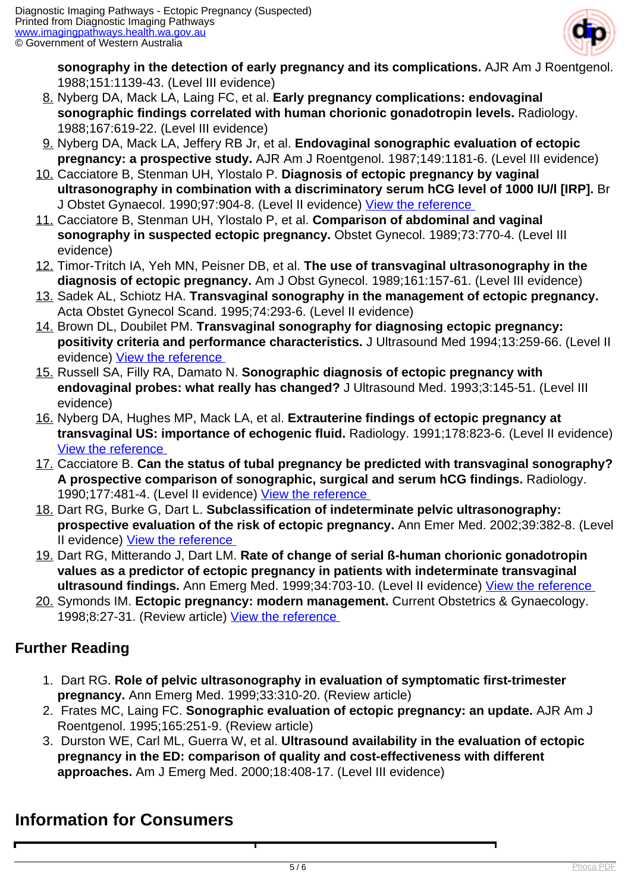**sonography in the detection of early pregnancy and its complications.** AJR Am J Roentgenol. 1988;151:1139-43. (Level III evidence)

8. Nyberg DA, Mack LA, Laing FC, et al. **Early pregnancy complications: endovaginal sonographic findings correlated with human chorionic gonadotropin levels.** Radiology. 1988;167:619-22. (Level III evidence)
9. Nyberg DA, Mack LA, Jeffery RB Jr, et al. **Endovaginal sonographic evaluation of ectopic pregnancy: a prospective study.** AJR Am J Roentgenol. 1987;149:1181-6. (Level III evidence)
10. Cacciatore B, Stenman UH, Ylostalo P. **Diagnosis of ectopic pregnancy by vaginal ultrasonography in combination with a discriminatory serum hCG level of 1000 IU/l [IRP].** Br J Obstet Gynaecol. 1990;97:904-8. (Level II evidence) View the reference
11. Cacciatore B, Stenman UH, Ylostalo P, et al. **Comparison of abdominal and vaginal sonography in suspected ectopic pregnancy.** Obstet Gynecol. 1989;73:770-4. (Level III evidence)
12. Timor-Tritch IA, Yeh MN, Peisner DB, et al. **The use of transvaginal ultrasonography in the diagnosis of ectopic pregnancy.** Am J Obst Gynecol. 1989;161:157-61. (Level III evidence)
13. Sadek AL, Schiotz HA. **Transvaginal sonography in the management of ectopic pregnancy.** Acta Obstet Gynecol Scand. 1995;74:293-6. (Level II evidence)
14. Brown DL, Doubilet PM. **Transvaginal sonography for diagnosing ectopic pregnancy: positivity criteria and performance characteristics.** J Ultrasound Med 1994;13:259-66. (Level II evidence) View the reference
15. Russell SA, Filly RA, Damato N. **Sonographic diagnosis of ectopic pregnancy with endovaginal probes: what really has changed?** J Ultrasound Med. 1993;3:145-51. (Level III evidence)
16. Nyberg DA, Hughes MP, Mack LA, et al. **Extrauterine findings of ectopic pregnancy at transvaginal US: importance of echogenic fluid.** Radiology. 1991;178:823-6. (Level II evidence) View the reference
17. Cacciatore B. **Can the status of tubal pregnancy be predicted with transvaginal sonography? A prospective comparison of sonographic, surgical and serum hCG findings.** Radiology. 1990;177:481-4. (Level II evidence) View the reference
18. Dart RG, Burke G, Dart L. **Subclassification of indeterminate pelvic ultrasonography: prospective evaluation of the risk of ectopic pregnancy.** Ann Emer Med. 2002;39:382-8. (Level II evidence) View the reference
19. Dart RG, Mitterando J, Dart LM. **Rate of change of serial ß-human chorionic gonadotropin values as a predictor of ectopic pregnancy in patients with indeterminate transvaginal ultrasound findings.** Ann Emerg Med. 1999;34:703-10. (Level II evidence) View the reference
20. Symonds IM. **Ectopic pregnancy: modern management.** Current Obstetrics & Gynaecology. 1998;8:27-31. (Review article) View the reference

## Further Reading

1. Dart RG. **Role of pelvic ultrasonography in evaluation of symptomatic first-trimester pregnancy.** Ann Emerg Med. 1999;33:310-20. (Review article)
2. Frates MC, Laing FC. **Sonographic evaluation of ectopic pregnancy: an update.** AJR Am J Roentgenol. 1995;165:251-9. (Review article)
3. Durston WE, Carl ML, Guerra W, et al. **Ultrasound availability in the evaluation of ectopic pregnancy in the ED: comparison of quality and cost-effectiveness with different approaches.** Am J Emerg Med. 2000;18:408-17. (Level III evidence)

## Information for Consumers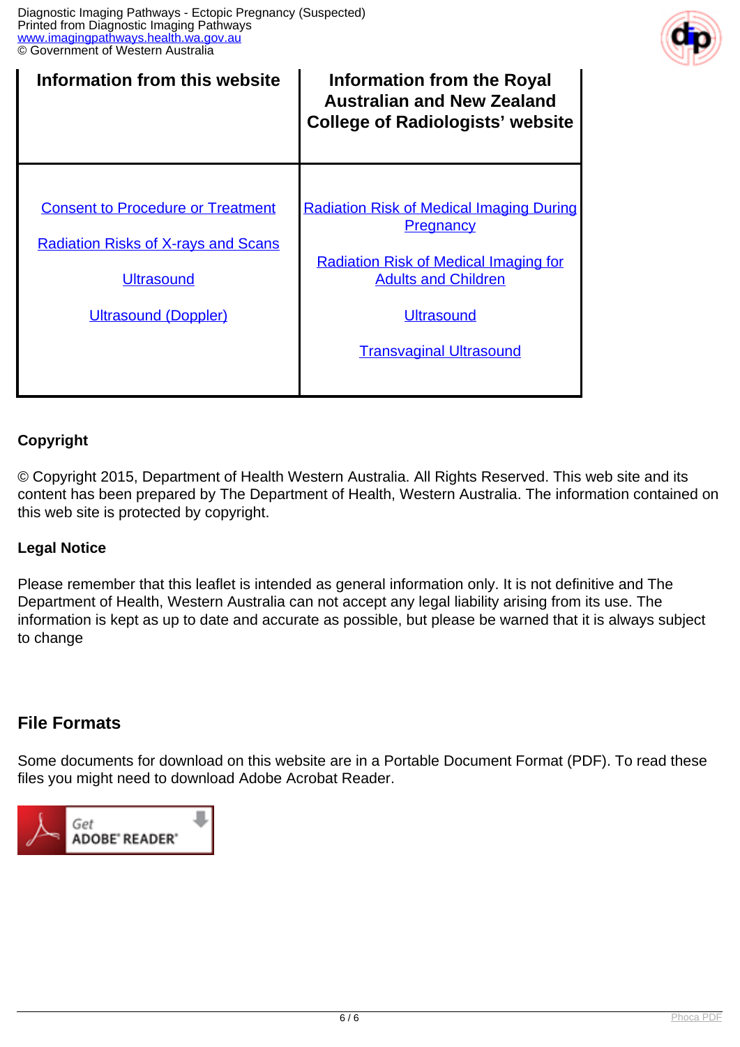| Information from this website | Information from the Royal Australian and New Zealand College of Radiologists' website |
|---|---|
| Consent to Procedure or Treatment<br><br>Radiation Risks of X-rays and Scans<br><br>Ultrasound<br><br>Ultrasound (Doppler) | Radiation Risk of Medical Imaging During Pregnancy<br><br>Radiation Risk of Medical Imaging for Adults and Children<br><br>Ultrasound<br><br>Transvaginal Ultrasound |

**Copyright**

© Copyright 2015, Department of Health Western Australia. All Rights Reserved. This web site and its content has been prepared by The Department of Health, Western Australia. The information contained on this web site is protected by copyright.

**Legal Notice**

Please remember that this leaflet is intended as general information only. It is not definitive and The Department of Health, Western Australia can not accept any legal liability arising from its use. The information is kept as up to date and accurate as possible, but please be warned that it is always subject to change

## File Formats

Some documents for download on this website are in a Portable Document Format (PDF). To read these files you might need to download Adobe Acrobat Reader.

Get ADOBE® READER®